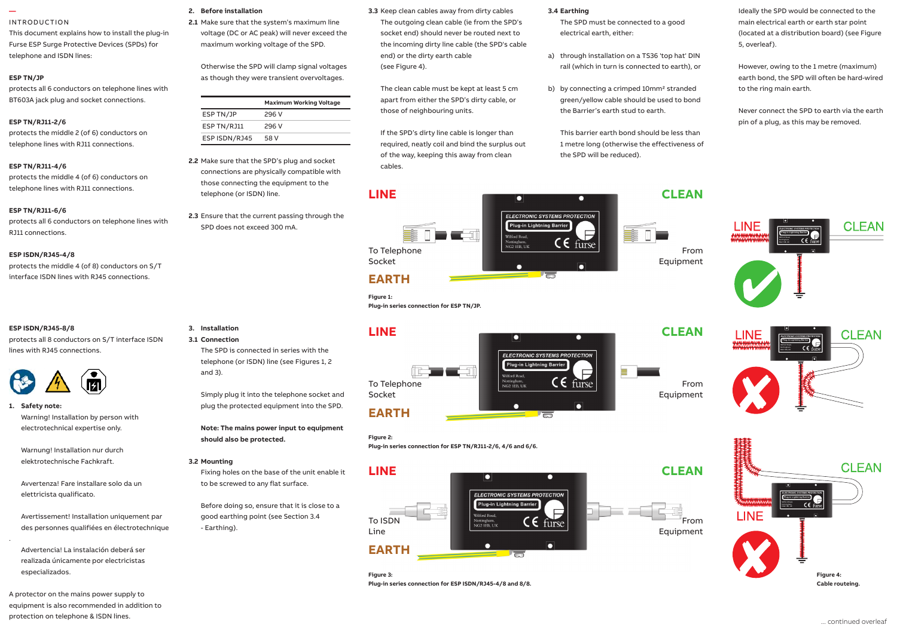# INTRODUCTION

This document explains how to install the plug-in Furse ESP Surge Protective Devices (SPDs) for telephone and ISDN lines:

**ESP TN/JP**
protects all 6 conductors on telephone lines with BT603A jack plug and socket connections.

**ESP TN/RJ11-2/6**
protects the middle 2 (of 6) conductors on telephone lines with RJ11 connections.

**ESP TN/RJ11-4/6**
protects the middle 4 (of 6) conductors on telephone lines with RJ11 connections.

**ESP TN/RJ11-6/6**
protects all 6 conductors on telephone lines with RJ11 connections.

**ESP ISDN/RJ45-4/8**
protects the middle 4 (of 8) conductors on S/T interface ISDN lines with RJ45 connections.

**ESP ISDN/RJ45-8/8**
protects all 8 conductors on S/T interface ISDN lines with RJ45 connections.

## 1. Safety note:

Warning! Installation by person with electrotechnical expertise only.

Warnung! Installation nur durch elektrotechnische Fachkraft.

Avvertenza! Fare installare solo da un elettricista qualificato.

Avertissement! Installation uniquement par des personnes qualifiées en électrotechnique.

Advertencia! La instalación deberá ser realizada únicamente por electricistas especializados.

A protector on the mains power supply to equipment is also recommended in addition to protection on telephone & ISDN lines.

## 2. Before installation

**2.1** Make sure that the system's maximum line voltage (DC or AC peak) will never exceed the maximum working voltage of the SPD.

Otherwise the SPD will clamp signal voltages as though they were transient overvoltages.

| | Maximum Working Voltage |
|---|---|
| ESP TN/JP | 296 V |
| ESP TN/RJ11 | 296 V |
| ESP ISDN/RJ45 | 58 V |

**2.2** Make sure that the SPD's plug and socket connections are physically compatible with those connecting the equipment to the telephone (or ISDN) line.

**2.3** Ensure that the current passing through the SPD does not exceed 300 mA.

## 3. Installation

**3.1 Connection**

The SPD is connected in series with the telephone (or ISDN) line (see Figures 1, 2 and 3).

Simply plug it into the telephone socket and plug the protected equipment into the SPD.

**Note: The mains power input to equipment should also be protected.**

**3.2 Mounting**

Fixing holes on the base of the unit enable it to be screwed to any flat surface.

Before doing so, ensure that it is close to a good earthing point (see Section 3.4 - Earthing).

**3.3** Keep clean cables away from dirty cables

The outgoing clean cable (ie from the SPD's socket end) should never be routed next to the incoming dirty line cable (the SPD's cable end) or the dirty earth cable (see Figure 4).

The clean cable must be kept at least 5 cm apart from either the SPD's dirty cable, or those of neighbouring units.

If the SPD's dirty line cable is longer than required, neatly coil and bind the surplus out of the way, keeping this away from clean cables.

LINE — To Telephone Socket — EARTH — CLEAN — From Equipment

**Figure 1:**
**Plug-in series connection for ESP TN/JP.**

LINE — To Telephone Socket — EARTH — CLEAN — From Equipment

**Figure 2:**
**Plug-in series connection for ESP TN/RJ11-2/6, 4/6 and 6/6.**

LINE — To ISDN Line — EARTH — CLEAN — From Equipment

**Figure 3:**
**Plug-in series connection for ESP ISDN/RJ45-4/8 and 8/8.**

**3.4 Earthing**

The SPD must be connected to a good electrical earth, either:

a) through installation on a TS36 'top hat' DIN rail (which in turn is connected to earth), or

b) by connecting a crimped 10mm² stranded green/yellow cable should be used to bond the Barrier's earth stud to earth.

This barrier earth bond should be less than 1 metre long (otherwise the effectiveness of the SPD will be reduced).

Ideally the SPD would be connected to the main electrical earth or earth star point (located at a distribution board) (see Figure 5, overleaf).

However, owing to the 1 metre (maximum) earth bond, the SPD will often be hard-wired to the ring main earth.

Never connect the SPD to earth via the earth pin of a plug, as this may be removed.

**Figure 4:**
**Cable routeing.**

... continued overleaf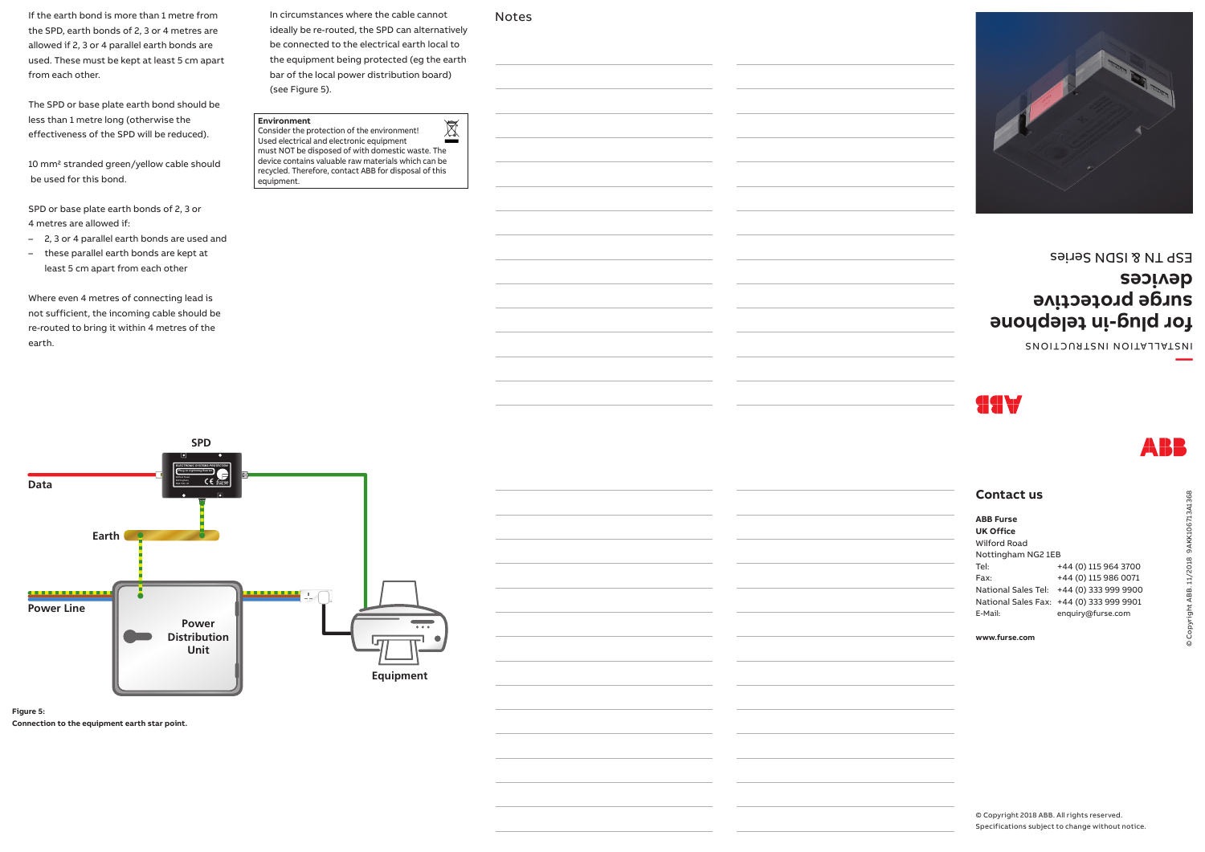If the earth bond is more than 1 metre from the SPD, earth bonds of 2, 3 or 4 metres are allowed if 2, 3 or 4 parallel earth bonds are used. These must be kept at least 5 cm apart from each other.

The SPD or base plate earth bond should be less than 1 metre long (otherwise the effectiveness of the SPD will be reduced).

10 mm² stranded green/yellow cable should be used for this bond.

SPD or base plate earth bonds of 2, 3 or 4 metres are allowed if:

- 2, 3 or 4 parallel earth bonds are used and
- these parallel earth bonds are kept at least 5 cm apart from each other

Where even 4 metres of connecting lead is not sufficient, the incoming cable should be re-routed to bring it within 4 metres of the earth.

In circumstances where the cable cannot ideally be re-routed, the SPD can alternatively be connected to the electrical earth local to the equipment being protected (eg the earth bar of the local power distribution board) (see Figure 5).

**Environment**
Consider the protection of the environment!
Used electrical and electronic equipment must NOT be disposed of with domestic waste. The device contains valuable raw materials which can be recycled. Therefore, contact ABB for disposal of this equipment.

SPD

Data

Earth

Power Line

Power Distribution Unit

Equipment

**Figure 5:**
**Connection to the equipment earth star point.**

Notes

ESP TN & ISDN Series

# for plug-in telephone surge protective devices

INSTALLATION INSTRUCTIONS

ABB

## Contact us

**ABB Furse**
**UK Office**
Wilford Road
Nottingham NG2 1EB

| | |
|---|---|
| Tel: | +44 (0) 115 964 3700 |
| Fax: | +44 (0) 115 986 0071 |
| National Sales Tel: | +44 (0) 333 999 9900 |
| National Sales Fax: | +44 (0) 333 999 9901 |
| E-Mail: | enquiry@furse.com |

**www.furse.com**

© Copyright ABB. 11/2018 9AKK106713A1368

© Copyright 2018 ABB. All rights reserved.
Specifications subject to change without notice.